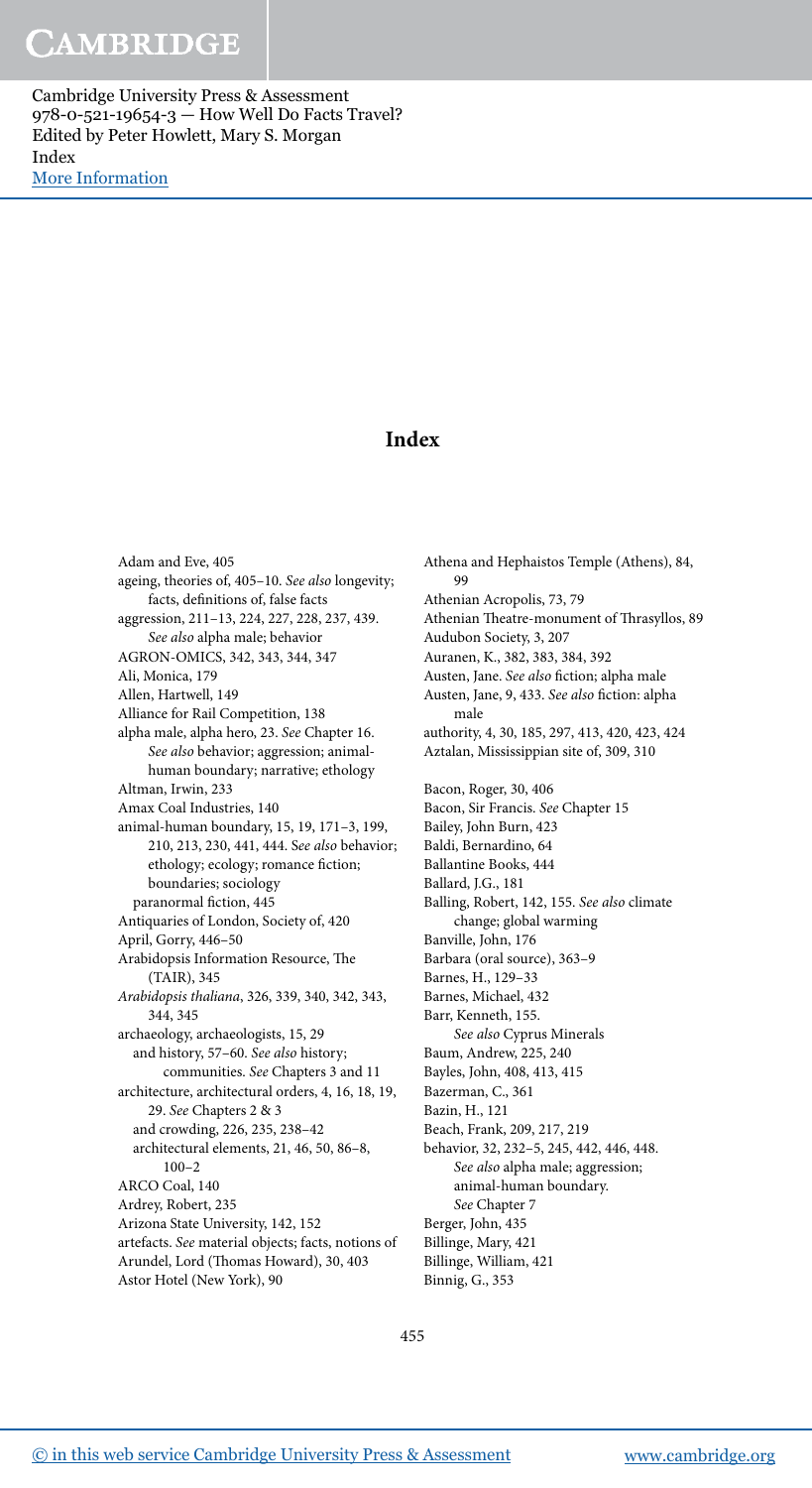# Index

Adam and Eve, 405
ageing, theories of, 405–10. *See also* longevity; facts, definitions of, false facts
aggression, 211–13, 224, 227, 228, 237, 439. *See also* alpha male; behavior
AGRON-OMICS, 342, 343, 344, 347
Ali, Monica, 179
Allen, Hartwell, 149
Alliance for Rail Competition, 138
alpha male, alpha hero, 23. *See* Chapter 16. *See also* behavior; aggression; animal-human boundary; narrative; ethology
Altman, Irwin, 233
Amax Coal Industries, 140
animal-human boundary, 15, 19, 171–3, 199, 210, 213, 230, 441, 444. *See also* behavior; ethology; ecology; romance fiction; boundaries; sociology
  paranormal fiction, 445
Antiquaries of London, Society of, 420
April, Gorry, 446–50
Arabidopsis Information Resource, The (TAIR), 345
*Arabidopsis thaliana*, 326, 339, 340, 342, 343, 344, 345
archaeology, archaeologists, 15, 29
  and history, 57–60. *See also* history; communities. *See* Chapters 3 and 11
architecture, architectural orders, 4, 16, 18, 19, 29. *See* Chapters 2 & 3
  and crowding, 226, 235, 238–42
  architectural elements, 21, 46, 50, 86–8, 100–2
ARCO Coal, 140
Ardrey, Robert, 235
Arizona State University, 142, 152
artefacts. *See* material objects; facts, notions of
Arundel, Lord (Thomas Howard), 30, 403
Astor Hotel (New York), 90
Athena and Hephaistos Temple (Athens), 84, 99
Athenian Acropolis, 73, 79
Athenian Theatre-monument of Thrasyllos, 89
Audubon Society, 3, 207
Auranen, K., 382, 383, 384, 392
Austen, Jane. *See also* fiction; alpha male
Austen, Jane, 9, 433. *See also* fiction: alpha male
authority, 4, 30, 185, 297, 413, 420, 423, 424
Aztalan, Mississippian site of, 309, 310

Bacon, Roger, 30, 406
Bacon, Sir Francis. *See* Chapter 15
Bailey, John Burn, 423
Baldi, Bernardino, 64
Ballantine Books, 444
Ballard, J.G., 181
Balling, Robert, 142, 155. *See also* climate change; global warming
Banville, John, 176
Barbara (oral source), 363–9
Barnes, H., 129–33
Barnes, Michael, 432
Barr, Kenneth, 155. *See also* Cyprus Minerals
Baum, Andrew, 225, 240
Bayles, John, 408, 413, 415
Bazerman, C., 361
Bazin, H., 121
Beach, Frank, 209, 217, 219
behavior, 32, 232–5, 245, 442, 446, 448. *See also* alpha male; aggression; animal-human boundary. *See* Chapter 7
Berger, John, 435
Billinge, Mary, 421
Billinge, William, 421
Binnig, G., 353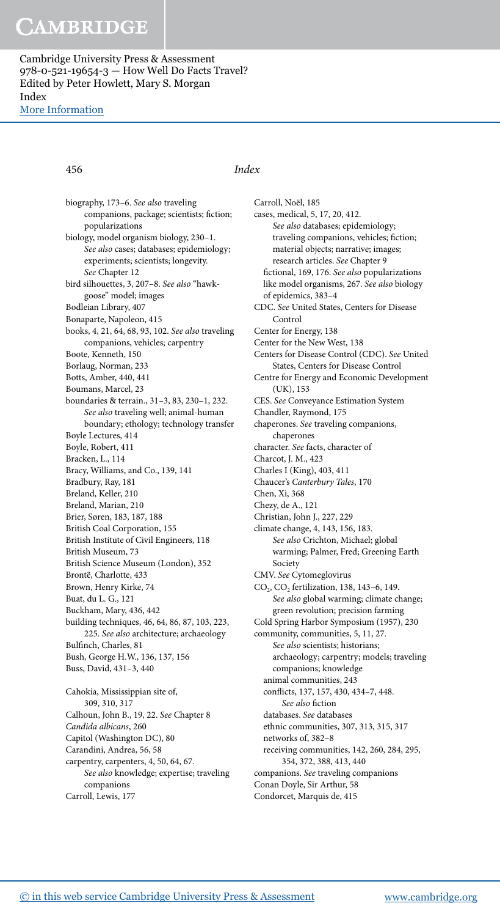biography, 173–6. *See also* traveling companions, package; scientists; fiction; popularizations

biology, model organism biology, 230–1. *See also* cases; databases; epidemiology; experiments; scientists; longevity. *See* Chapter 12

bird silhouettes, 3, 207–8. *See also* "hawk-goose" model; images

Bodleian Library, 407

Bonaparte, Napoleon, 415

books, 4, 21, 64, 68, 93, 102. *See also* traveling companions, vehicles; carpentry

Boote, Kenneth, 150

Borlaug, Norman, 233

Botts, Amber, 440, 441

Boumans, Marcel, 23

boundaries & terrain., 31–3, 83, 230–1, 232. *See also* traveling well; animal-human boundary; ethology; technology transfer

Boyle Lectures, 414

Boyle, Robert, 411

Bracken, L., 114

Bracy, Williams, and Co., 139, 141

Bradbury, Ray, 181

Breland, Keller, 210

Breland, Marian, 210

Brier, Søren, 183, 187, 188

British Coal Corporation, 155

British Institute of Civil Engineers, 118

British Museum, 73

British Science Museum (London), 352

Brontë, Charlotte, 433

Brown, Henry Kirke, 74

Buat, du L. G., 121

Buckham, Mary, 436, 442

building techniques, 46, 64, 86, 87, 103, 223, 225. *See also* architecture; archaeology

Bulfinch, Charles, 81

Bush, George H.W., 136, 137, 156

Buss, David, 431–3, 440

Cahokia, Mississippian site of, 309, 310, 317

Calhoun, John B., 19, 22. *See* Chapter 8

*Candida albicans*, 260

Capitol (Washington DC), 80

Carandini, Andrea, 56, 58

carpentry, carpenters, 4, 50, 64, 67. *See also* knowledge; expertise; traveling companions

Carroll, Lewis, 177

Carroll, Noël, 185

cases, medical, 5, 17, 20, 412. *See also* databases; epidemiology; traveling companions, vehicles; fiction; material objects; narrative; images; research articles. *See* Chapter 9
  fictional, 169, 176. *See also* popularizations
  like model organisms, 267. *See also* biology
  of epidemics, 383–4

CDC. *See* United States, Centers for Disease Control

Center for Energy, 138

Center for the New West, 138

Centers for Disease Control (CDC). *See* United States, Centers for Disease Control

Centre for Energy and Economic Development (UK), 153

CES. *See* Conveyance Estimation System

Chandler, Raymond, 175

chaperones. *See* traveling companions, chaperones

character. *See* facts, character of

Charcot, J. M., 423

Charles I (King), 403, 411

Chaucer's *Canterbury Tales*, 170

Chen, Xi, 368

Chezy, de A., 121

Christian, John J., 227, 229

climate change, 4, 143, 156, 183. *See also* Crichton, Michael; global warming; Palmer, Fred; Greening Earth Society

CMV. *See* Cytomeglovirus

$CO_2$, $CO_2$ fertilization, 138, 143–6, 149. *See also* global warming; climate change; green revolution; precision farming

Cold Spring Harbor Symposium (1957), 230

community, communities, 5, 11, 27. *See also* scientists; historians; archaeology; carpentry; models; traveling companions; knowledge
  animal communities, 243
  conflicts, 137, 157, 430, 434–7, 448. *See also* fiction
  databases. *See* databases
  ethnic communities, 307, 313, 315, 317
  networks of, 382–8
  receiving communities, 142, 260, 284, 295, 354, 372, 388, 413, 440

companions. *See* traveling companions

Conan Doyle, Sir Arthur, 58

Condorcet, Marquis de, 415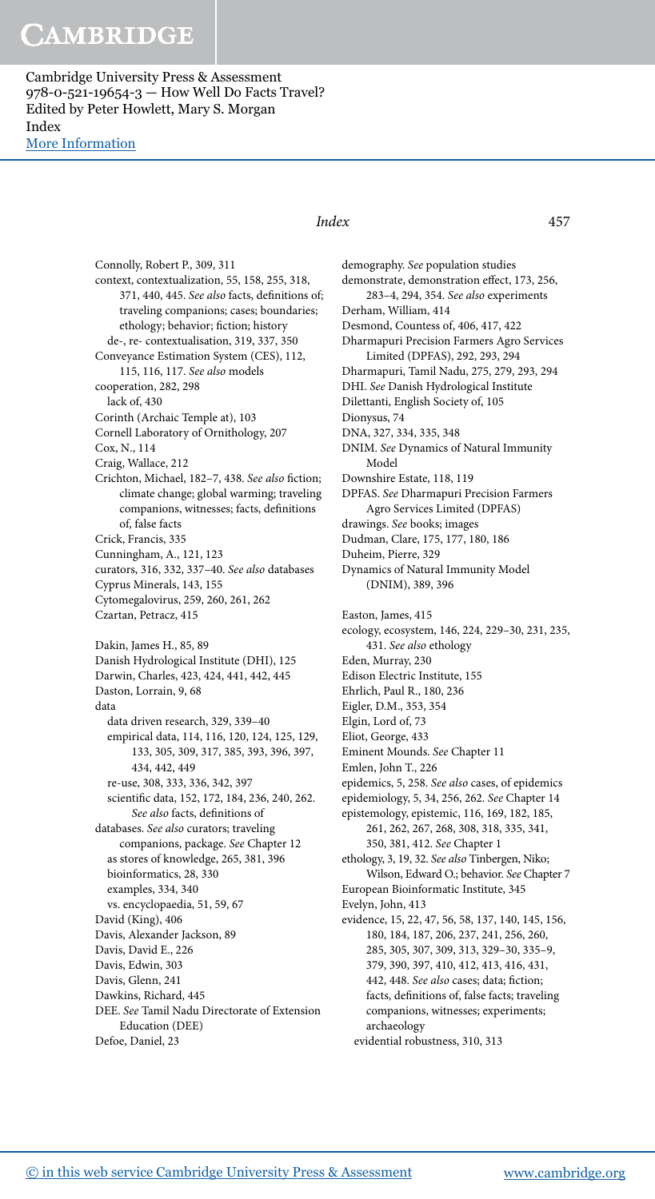Connolly, Robert P., 309, 311

context, contextualization, 55, 158, 255, 318, 371, 440, 445. *See also* facts, definitions of; traveling companions; cases; boundaries; ethology; behavior; fiction; history

de-, re- contextualisation, 319, 337, 350

Conveyance Estimation System (CES), 112, 115, 116, 117. *See also* models

cooperation, 282, 298

lack of, 430

Corinth (Archaic Temple at), 103

Cornell Laboratory of Ornithology, 207

Cox, N., 114

Craig, Wallace, 212

Crichton, Michael, 182–7, 438. *See also* fiction; climate change; global warming; traveling companions, witnesses; facts, definitions of, false facts

Crick, Francis, 335

Cunningham, A., 121, 123

curators, 316, 332, 337–40. *See also* databases

Cyprus Minerals, 143, 155

Cytomegalovirus, 259, 260, 261, 262

Czartan, Petracz, 415

Dakin, James H., 85, 89

Danish Hydrological Institute (DHI), 125

Darwin, Charles, 423, 424, 441, 442, 445

Daston, Lorrain, 9, 68

data

data driven research, 329, 339–40

empirical data, 114, 116, 120, 124, 125, 129, 133, 305, 309, 317, 385, 393, 396, 397, 434, 442, 449

re-use, 308, 333, 336, 342, 397

scientific data, 152, 172, 184, 236, 240, 262. *See also* facts, definitions of

databases. *See also* curators; traveling companions, package. *See* Chapter 12

as stores of knowledge, 265, 381, 396

bioinformatics, 28, 330

examples, 334, 340

vs. encyclopaedia, 51, 59, 67

David (King), 406

Davis, Alexander Jackson, 89

Davis, David E., 226

Davis, Edwin, 303

Davis, Glenn, 241

Dawkins, Richard, 445

DEE. *See* Tamil Nadu Directorate of Extension Education (DEE)

Defoe, Daniel, 23

demography. *See* population studies

demonstrate, demonstration effect, 173, 256, 283–4, 294, 354. *See also* experiments

Derham, William, 414

Desmond, Countess of, 406, 417, 422

Dharmapuri Precision Farmers Agro Services Limited (DPFAS), 292, 293, 294

Dharmapuri, Tamil Nadu, 275, 279, 293, 294

DHI. *See* Danish Hydrological Institute

Dilettanti, English Society of, 105

Dionysus, 74

DNA, 327, 334, 335, 348

DNIM. *See* Dynamics of Natural Immunity Model

Downshire Estate, 118, 119

DPFAS. *See* Dharmapuri Precision Farmers Agro Services Limited (DPFAS)

drawings. *See* books; images

Dudman, Clare, 175, 177, 180, 186

Duheim, Pierre, 329

Dynamics of Natural Immunity Model (DNIM), 389, 396

Easton, James, 415

ecology, ecosystem, 146, 224, 229–30, 231, 235, 431. *See also* ethology

Eden, Murray, 230

Edison Electric Institute, 155

Ehrlich, Paul R., 180, 236

Eigler, D.M., 353, 354

Elgin, Lord of, 73

Eliot, George, 433

Emlen, John T., 226

Eminent Mounds. *See* Chapter 11

epidemics, 5, 258. *See also* cases, of epidemics

epidemiology, 5, 34, 256, 262. *See* Chapter 14

epistemology, epistemic, 116, 169, 182, 185, 261, 262, 267, 268, 308, 318, 335, 341, 350, 381, 412. *See* Chapter 1

ethology, 3, 19, 32. *See also* Tinbergen, Niko; Wilson, Edward O.; behavior. *See* Chapter 7

European Bioinformatic Institute, 345

Evelyn, John, 413

evidence, 15, 22, 47, 56, 58, 137, 140, 145, 156, 180, 184, 187, 206, 237, 241, 256, 260, 285, 305, 307, 309, 313, 329–30, 335–9, 379, 390, 397, 410, 412, 413, 416, 431, 442, 448. *See also* cases; data; fiction; facts, definitions of, false facts; traveling companions, witnesses; experiments; archaeology

evidential robustness, 310, 313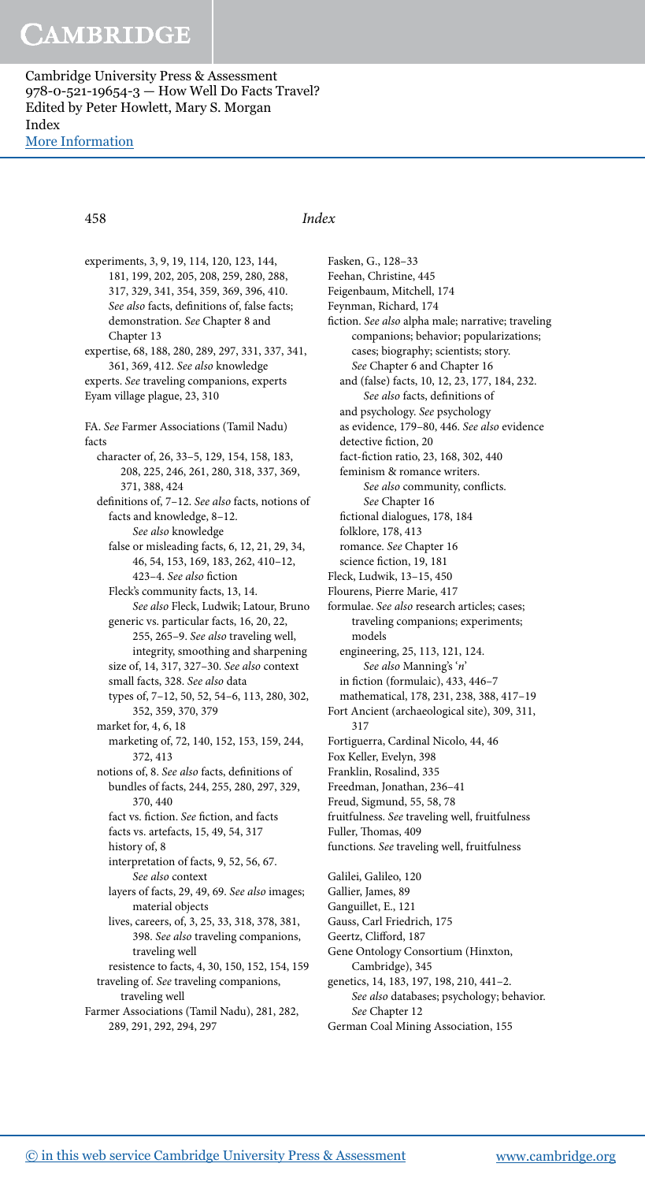# Index

experiments, 3, 9, 19, 114, 120, 123, 144, 181, 199, 202, 205, 208, 259, 280, 288, 317, 329, 341, 354, 359, 369, 396, 410. *See also* facts, definitions of, false facts; demonstration. *See* Chapter 8 and Chapter 13

expertise, 68, 188, 280, 289, 297, 331, 337, 341, 361, 369, 412. *See also* knowledge

experts. *See* traveling companions, experts

Eyam village plague, 23, 310

FA. *See* Farmer Associations (Tamil Nadu)

facts
- character of, 26, 33–5, 129, 154, 158, 183, 208, 225, 246, 261, 280, 318, 337, 369, 371, 388, 424
- definitions of, 7–12. *See also* facts, notions of
  - facts and knowledge, 8–12. *See also* knowledge
  - false or misleading facts, 6, 12, 21, 29, 34, 46, 54, 153, 169, 183, 262, 410–12, 423–4. *See also* fiction
  - Fleck's community facts, 13, 14. *See also* Fleck, Ludwik; Latour, Bruno
  - generic vs. particular facts, 16, 20, 22, 255, 265–9. *See also* traveling well, integrity, smoothing and sharpening
  - size of, 14, 317, 327–30. *See also* context
  - small facts, 328. *See also* data
  - types of, 7–12, 50, 52, 54–6, 113, 280, 302, 352, 359, 370, 379
- market for, 4, 6, 18
  - marketing of, 72, 140, 152, 153, 159, 244, 372, 413
- notions of, 8. *See also* facts, definitions of
  - bundles of facts, 244, 255, 280, 297, 329, 370, 440
  - fact vs. fiction. *See* fiction, and facts
  - facts vs. artefacts, 15, 49, 54, 317
  - history of, 8
  - interpretation of facts, 9, 52, 56, 67. *See also* context
  - layers of facts, 29, 49, 69. *See also* images; material objects
  - lives, careers, of, 3, 25, 33, 318, 378, 381, 398. *See also* traveling companions, traveling well
  - resistence to facts, 4, 30, 150, 152, 154, 159
- traveling of. *See* traveling companions, traveling well

Farmer Associations (Tamil Nadu), 281, 282, 289, 291, 292, 294, 297

Fasken, G., 128–33

Feehan, Christine, 445

Feigenbaum, Mitchell, 174

Feynman, Richard, 174

fiction. *See also* alpha male; narrative; traveling companions; behavior; popularizations; cases; biography; scientists; story. *See* Chapter 6 and Chapter 16
- and (false) facts, 10, 12, 23, 177, 184, 232. *See also* facts, definitions of
- and psychology. *See* psychology
- as evidence, 179–80, 446. *See also* evidence
- detective fiction, 20
- fact-fiction ratio, 23, 168, 302, 440
- feminism & romance writers. *See also* community, conflicts. *See* Chapter 16
- fictional dialogues, 178, 184
- folklore, 178, 413
- romance. *See* Chapter 16
- science fiction, 19, 181

Fleck, Ludwik, 13–15, 450

Flourens, Pierre Marie, 417

formulae. *See also* research articles; cases; traveling companions; experiments; models
- engineering, 25, 113, 121, 124. *See also* Manning's '*n*'
- in fiction (formulaic), 433, 446–7
- mathematical, 178, 231, 238, 388, 417–19

Fort Ancient (archaeological site), 309, 311, 317

Fortiguerra, Cardinal Nicolo, 44, 46

Fox Keller, Evelyn, 398

Franklin, Rosalind, 335

Freedman, Jonathan, 236–41

Freud, Sigmund, 55, 58, 78

fruitfulness. *See* traveling well, fruitfulness

Fuller, Thomas, 409

functions. *See* traveling well, fruitfulness

Galilei, Galileo, 120

Gallier, James, 89

Ganguillet, E., 121

Gauss, Carl Friedrich, 175

Geertz, Clifford, 187

Gene Ontology Consortium (Hinxton, Cambridge), 345

genetics, 14, 183, 197, 198, 210, 441–2. *See also* databases; psychology; behavior. *See* Chapter 12

German Coal Mining Association, 155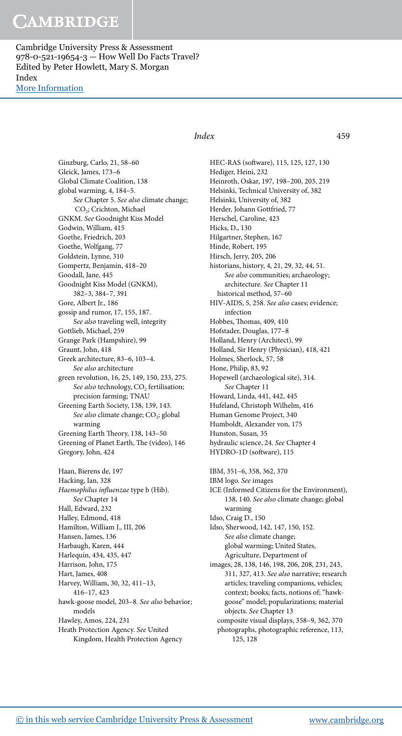Ginzburg, Carlo, 21, 58–60
Gleick, James, 173–6
Global Climate Coalition, 138
global warming, 4, 184–5. *See* Chapter 5. *See also* climate change; $CO_2$; Crichton, Michael
GNKM. *See* Goodnight Kiss Model
Godwin, William, 415
Goethe, Friedrich, 203
Goethe, Wolfgang, 77
Goldstein, Lynne, 310
Gompertz, Benjamin, 418–20
Goodall, Jane, 445
Goodnight Kiss Model (GNKM), 382–3, 384–7, 391
Gore, Albert Jr., 186
gossip and rumor, 17, 155, 187. *See also* traveling well, integrity
Gottlieb, Michael, 259
Grange Park (Hampshire), 99
Graunt, John, 418
Greek architecture, 83–6, 103–4. *See also* architecture
green revolution, 16, 25, 149, 150, 233, 275. *See also* technology, $CO_2$ fertilisation; precision farming; TNAU
Greening Earth Society, 138, 139, 143. *See also* climate change; $CO_2$; global warming
Greening Earth Theory, 138, 143–50
Greening of Planet Earth, The (video), 146
Gregory, John, 424

Haan, Bierens de, 197
Hacking, Ian, 328
*Haemophilus influenzae* type b (Hib). *See* Chapter 14
Hall, Edward, 232
Halley, Edmond, 418
Hamilton, William J., III, 206
Hansen, James, 136
Harbaugh, Karen, 444
Harlequin, 434, 435, 447
Harrison, John, 175
Hart, James, 408
Harvey, William, 30, 32, 411–13, 416–17, 423
hawk-goose model, 203–8. *See also* behavior; models
Hawley, Amos, 224, 231
Heath Protection Agency. *See* United Kingdom, Health Protection Agency
HEC-RAS (software), 115, 125, 127, 130
Hediger, Heini, 232
Heinroth, Oskar, 197, 198–200, 203, 219
Helsinki, Technical University of, 382
Helsinki, University of, 382
Herder, Johann Gottfried, 77
Herschel, Caroline, 423
Hicks, D., 130
Hilgartner, Stephen, 167
Hinde, Robert, 195
Hirsch, Jerry, 205, 206
historians, history, 4, 21, 29, 32, 44, 51. *See also* communities; archaeology; architecture. *See* Chapter 11
 historical method, 57–60
HIV-AIDS, 5, 258. *See also* cases; evidence; infection
Hobbes, Thomas, 409, 410
Hofstader, Douglas, 177–8
Holland, Henry (Architect), 99
Holland, Sir Henry (Physician), 418, 421
Holmes, Sherlock, 57, 58
Hone, Philip, 83, 92
Hopewell (archaeological site), 314. *See* Chapter 11
Howard, Linda, 441, 442, 445
Hufeland, Christoph Wilhelm, 416
Human Genome Project, 340
Humboldt, Alexander von, 175
Hunston, Susan, 35
hydraulic science, 24. *See* Chapter 4
HYDRO-1D (software), 115

IBM, 351–6, 358, 362, 370
IBM logo. *See* images
ICE (Informed Citizens for the Environment), 138, 140. *See also* climate change; global warming
Idso, Craig D., 150
Idso, Sherwood, 142, 147, 150, 152. *See also* climate change; global warming; United States, Agriculture, Department of
images, 28, 138, 146, 198, 206, 208, 231, 243, 311, 327, 413. *See also* narrative; research articles; traveling companions, vehicles; context; books; facts, notions of; "hawk-goose" model; popularizations; material objects. *See* Chapter 13
 composite visual displays, 358–9, 362, 370
 photographs, photographic reference, 113, 125, 128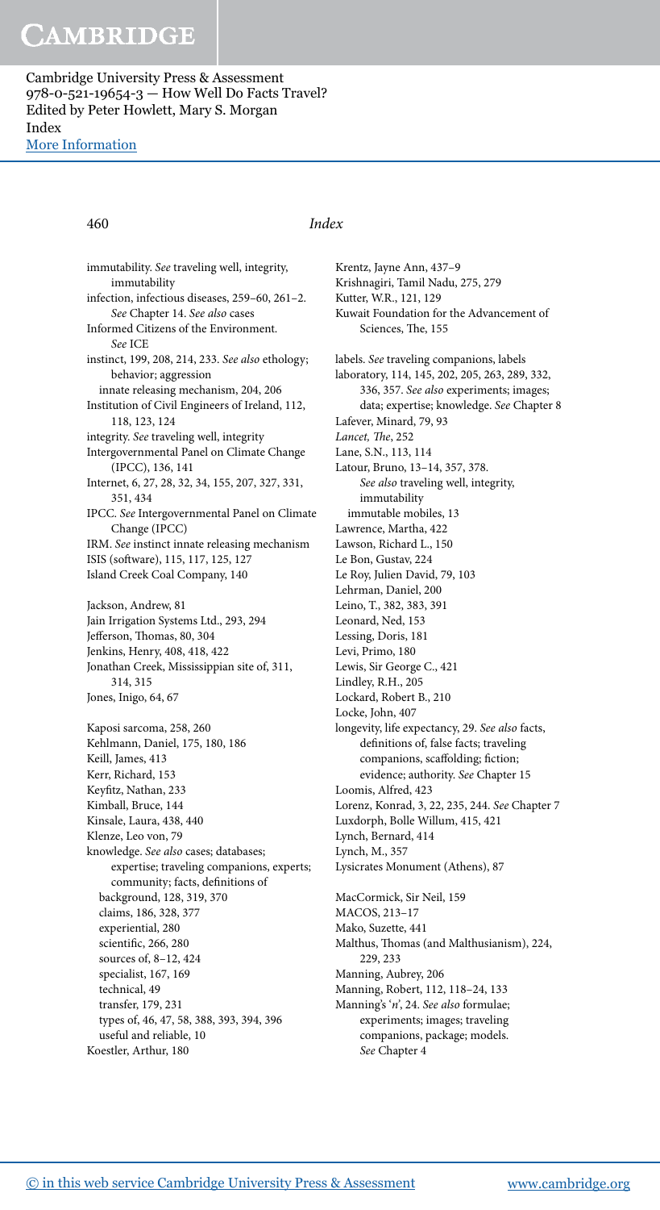immutability. *See* traveling well, integrity, immutability
infection, infectious diseases, 259–60, 261–2. *See* Chapter 14. *See also* cases
Informed Citizens of the Environment. *See* ICE
instinct, 199, 208, 214, 233. *See also* ethology; behavior; aggression
  innate releasing mechanism, 204, 206
Institution of Civil Engineers of Ireland, 112, 118, 123, 124
integrity. *See* traveling well, integrity
Intergovernmental Panel on Climate Change (IPCC), 136, 141
Internet, 6, 27, 28, 32, 34, 155, 207, 327, 331, 351, 434
IPCC. *See* Intergovernmental Panel on Climate Change (IPCC)
IRM. *See* instinct innate releasing mechanism
ISIS (software), 115, 117, 125, 127
Island Creek Coal Company, 140

Jackson, Andrew, 81
Jain Irrigation Systems Ltd., 293, 294
Jefferson, Thomas, 80, 304
Jenkins, Henry, 408, 418, 422
Jonathan Creek, Mississippian site of, 311, 314, 315
Jones, Inigo, 64, 67

Kaposi sarcoma, 258, 260
Kehlmann, Daniel, 175, 180, 186
Keill, James, 413
Kerr, Richard, 153
Keyfitz, Nathan, 233
Kimball, Bruce, 144
Kinsale, Laura, 438, 440
Klenze, Leo von, 79
knowledge. *See also* cases; databases; expertise; traveling companions, experts; community; facts, definitions of
  background, 128, 319, 370
  claims, 186, 328, 377
  experiential, 280
  scientific, 266, 280
  sources of, 8–12, 424
  specialist, 167, 169
  technical, 49
  transfer, 179, 231
  types of, 46, 47, 58, 388, 393, 394, 396
  useful and reliable, 10
Koestler, Arthur, 180
Krentz, Jayne Ann, 437–9
Krishnagiri, Tamil Nadu, 275, 279
Kutter, W.R., 121, 129
Kuwait Foundation for the Advancement of Sciences, The, 155

labels. *See* traveling companions, labels
laboratory, 114, 145, 202, 205, 263, 289, 332, 336, 357. *See also* experiments; images; data; expertise; knowledge. *See* Chapter 8
Lafever, Minard, 79, 93
*Lancet, The*, 252
Lane, S.N., 113, 114
Latour, Bruno, 13–14, 357, 378. *See also* traveling well, integrity, immutability
  immutable mobiles, 13
Lawrence, Martha, 422
Lawson, Richard L., 150
Le Bon, Gustav, 224
Le Roy, Julien David, 79, 103
Lehrman, Daniel, 200
Leino, T., 382, 383, 391
Leonard, Ned, 153
Lessing, Doris, 181
Levi, Primo, 180
Lewis, Sir George C., 421
Lindley, R.H., 205
Lockard, Robert B., 210
Locke, John, 407
longevity, life expectancy, 29. *See also* facts, definitions of, false facts; traveling companions, scaffolding; fiction; evidence; authority. *See* Chapter 15
Loomis, Alfred, 423
Lorenz, Konrad, 3, 22, 235, 244. *See* Chapter 7
Luxdorph, Bolle Willum, 415, 421
Lynch, Bernard, 414
Lynch, M., 357
Lysicrates Monument (Athens), 87

MacCormick, Sir Neil, 159
MACOS, 213–17
Mako, Suzette, 441
Malthus, Thomas (and Malthusianism), 224, 229, 233
Manning, Aubrey, 206
Manning, Robert, 112, 118–24, 133
Manning's '*n*', 24. *See also* formulae; experiments; images; traveling companions, package; models. *See* Chapter 4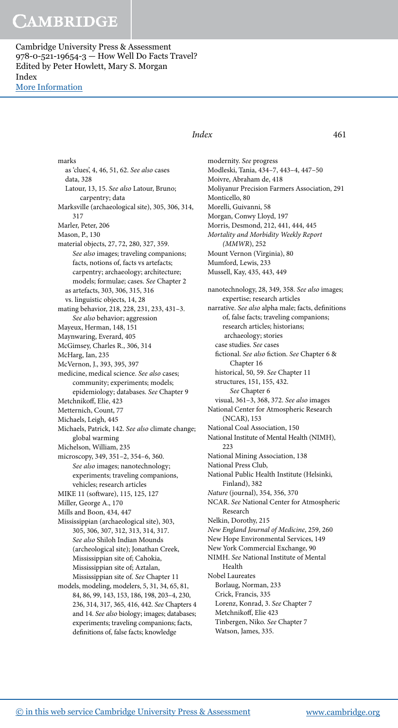marks
as 'clues', 4, 46, 51, 62. *See also* cases
data, 328
Latour, 13, 15. *See also* Latour, Bruno; carpentry; data
Marksville (archaeological site), 305, 306, 314, 317
Marler, Peter, 206
Mason, P., 130
material objects, 27, 72, 280, 327, 359. *See also* images; traveling companions; facts, notions of, facts vs artefacts; carpentry; archaeology; architecture; models; formulae; cases. *See* Chapter 2
as artefacts, 303, 306, 315, 316
vs. linguistic objects, 14, 28
mating behavior, 218, 228, 231, 233, 431–3. *See also* behavior; aggression
Mayeux, Herman, 148, 151
Maynwaring, Everard, 405
McGimsey, Charles R., 306, 314
McHarg, Ian, 235
McVernon, J., 393, 395, 397
medicine, medical science. *See also* cases; community; experiments; models; epidemiology; databases. *See* Chapter 9
Metchnikoff, Elie, 423
Metternich, Count, 77
Michaels, Leigh, 445
Michaels, Patrick, 142. *See also* climate change; global warming
Michelson, William, 235
microscopy, 349, 351–2, 354–6, 360. *See also* images; nanotechnology; experiments; traveling companions, vehicles; research articles
MIKE 11 (software), 115, 125, 127
Miller, George A., 170
Mills and Boon, 434, 447
Mississippian (archaeological site), 303, 305, 306, 307, 312, 313, 314, 317. *See also* Shiloh Indian Mounds (archeological site); Jonathan Creek, Mississippian site of; Cahokia, Mississippian site of; Aztalan, Mississippian site of. *See* Chapter 11
models, modeling, modelers, 5, 31, 34, 65, 81, 84, 86, 99, 143, 153, 186, 198, 203–4, 230, 236, 314, 317, 365, 416, 442. *See* Chapters 4 and 14. *See also* biology; images; databases; experiments; traveling companions; facts, definitions of, false facts; knowledge
modernity. *See* progress
Modleski, Tania, 434–7, 443–4, 447–50
Moivre, Abraham de, 418
Moliyanur Precision Farmers Association, 291
Monticello, 80
Morelli, Guivanni, 58
Morgan, Conwy Lloyd, 197
Morris, Desmond, 212, 441, 444, 445
*Mortality and Morbidity Weekly Report (MMWR)*, 252
Mount Vernon (Virginia), 80
Mumford, Lewis, 233
Mussell, Kay, 435, 443, 449

nanotechnology, 28, 349, 358. *See also* images; expertise; research articles
narrative. *See also* alpha male; facts, definitions of, false facts; traveling companions; research articles; historians; archaeology; stories
case studies. *See* cases
fictional. *See also* fiction. *See* Chapter 6 & Chapter 16
historical, 50, 59. *See* Chapter 11
structures, 151, 155, 432. *See* Chapter 6
visual, 361–3, 368, 372. *See also* images
National Center for Atmospheric Research (NCAR), 153
National Coal Association, 150
National Institute of Mental Health (NIMH), 223
National Mining Association, 138
National Press Club,
National Public Health Institute (Helsinki, Finland), 382
*Nature* (journal), 354, 356, 370
NCAR. *See* National Center for Atmospheric Research
Nelkin, Dorothy, 215
*New England Journal of Medicine*, 259, 260
New Hope Environmental Services, 149
New York Commercial Exchange, 90
NIMH. *See* National Institute of Mental Health
Nobel Laureates
Borlaug, Norman, 233
Crick, Francis, 335
Lorenz, Konrad, 3. *See* Chapter 7
Metchnikoff, Elie 423
Tinbergen, Niko. *See* Chapter 7
Watson, James, 335.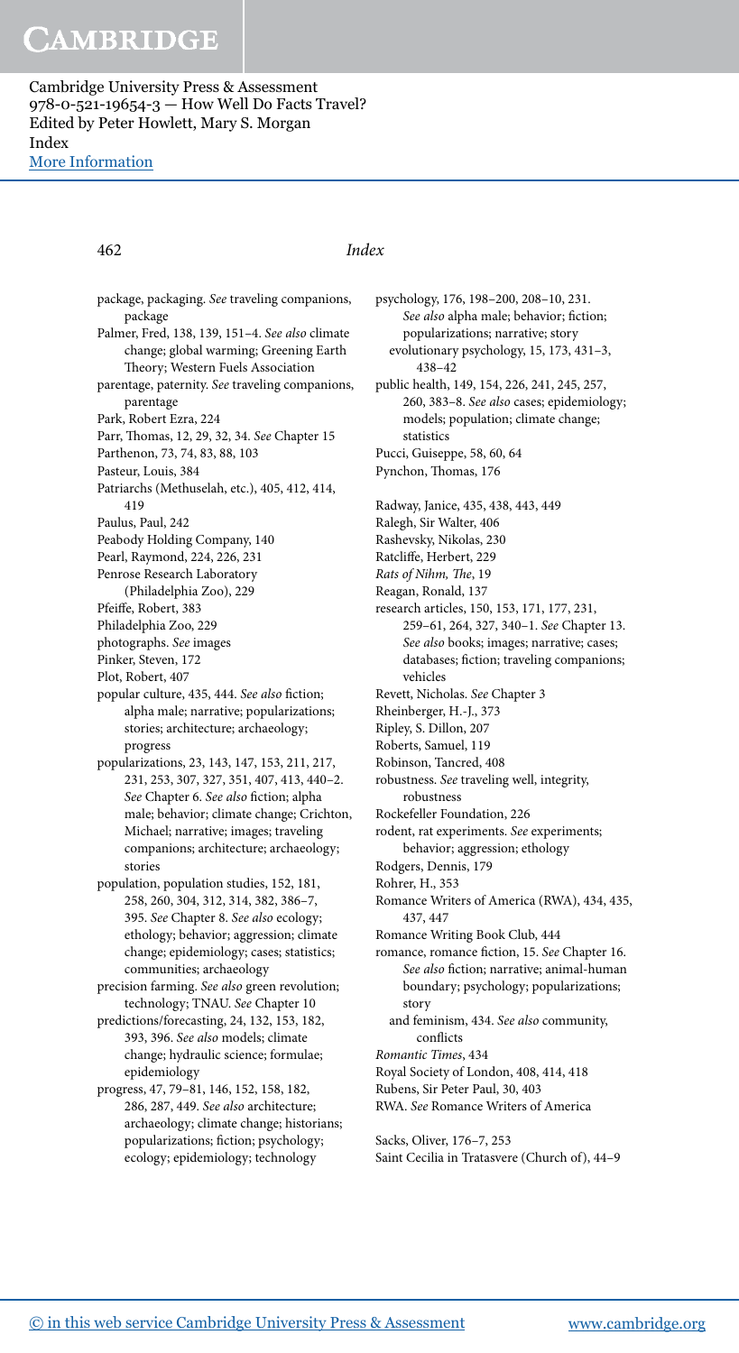package, packaging. *See* traveling companions, package
Palmer, Fred, 138, 139, 151–4. *See also* climate change; global warming; Greening Earth Theory; Western Fuels Association
parentage, paternity. *See* traveling companions, parentage
Park, Robert Ezra, 224
Parr, Thomas, 12, 29, 32, 34. *See* Chapter 15
Parthenon, 73, 74, 83, 88, 103
Pasteur, Louis, 384
Patriarchs (Methuselah, etc.), 405, 412, 414, 419
Paulus, Paul, 242
Peabody Holding Company, 140
Pearl, Raymond, 224, 226, 231
Penrose Research Laboratory (Philadelphia Zoo), 229
Pfeiffe, Robert, 383
Philadelphia Zoo, 229
photographs. *See* images
Pinker, Steven, 172
Plot, Robert, 407
popular culture, 435, 444. *See also* fiction; alpha male; narrative; popularizations; stories; architecture; archaeology; progress
popularizations, 23, 143, 147, 153, 211, 217, 231, 253, 307, 327, 351, 407, 413, 440–2. *See* Chapter 6. *See also* fiction; alpha male; behavior; climate change; Crichton, Michael; narrative; images; traveling companions; architecture; archaeology; stories
population, population studies, 152, 181, 258, 260, 304, 312, 314, 382, 386–7, 395. *See* Chapter 8. *See also* ecology; ethology; behavior; aggression; climate change; epidemiology; cases; statistics; communities; archaeology
precision farming. *See also* green revolution; technology; TNAU. *See* Chapter 10
predictions/forecasting, 24, 132, 153, 182, 393, 396. *See also* models; climate change; hydraulic science; formulae; epidemiology
progress, 47, 79–81, 146, 152, 158, 182, 286, 287, 449. *See also* architecture; archaeology; climate change; historians; popularizations; fiction; psychology; ecology; epidemiology; technology
psychology, 176, 198–200, 208–10, 231. *See also* alpha male; behavior; fiction; popularizations; narrative; story
  evolutionary psychology, 15, 173, 431–3, 438–42
public health, 149, 154, 226, 241, 245, 257, 260, 383–8. *See also* cases; epidemiology; models; population; climate change; statistics
Pucci, Guiseppe, 58, 60, 64
Pynchon, Thomas, 176

Radway, Janice, 435, 438, 443, 449
Ralegh, Sir Walter, 406
Rashevsky, Nikolas, 230
Ratcliffe, Herbert, 229
*Rats of Nihm, The*, 19
Reagan, Ronald, 137
research articles, 150, 153, 171, 177, 231, 259–61, 264, 327, 340–1. *See* Chapter 13. *See also* books; images; narrative; cases; databases; fiction; traveling companions; vehicles
Revett, Nicholas. *See* Chapter 3
Rheinberger, H.-J., 373
Ripley, S. Dillon, 207
Roberts, Samuel, 119
Robinson, Tancred, 408
robustness. *See* traveling well, integrity, robustness
Rockefeller Foundation, 226
rodent, rat experiments. *See* experiments; behavior; aggression; ethology
Rodgers, Dennis, 179
Rohrer, H., 353
Romance Writers of America (RWA), 434, 435, 437, 447
Romance Writing Book Club, 444
romance, romance fiction, 15. *See* Chapter 16. *See also* fiction; narrative; animal-human boundary; psychology; popularizations; story
  and feminism, 434. *See also* community, conflicts
*Romantic Times*, 434
Royal Society of London, 408, 414, 418
Rubens, Sir Peter Paul, 30, 403
RWA. *See* Romance Writers of America

Sacks, Oliver, 176–7, 253
Saint Cecilia in Tratasvere (Church of), 44–9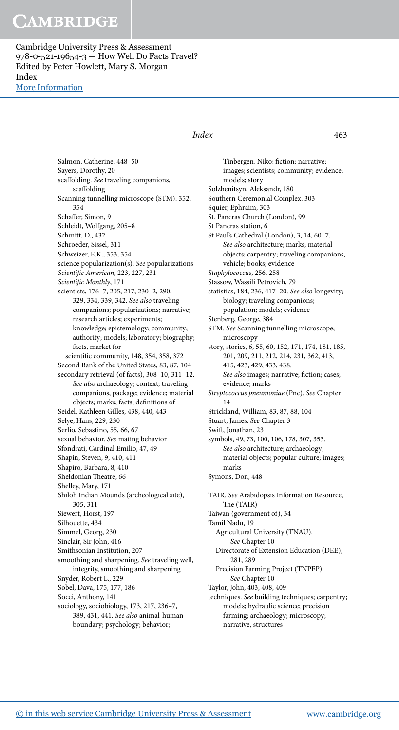Salmon, Catherine, 448–50
Sayers, Dorothy, 20
scaffolding. *See* traveling companions, scaffolding
Scanning tunnelling microscope (STM), 352, 354
Schaffer, Simon, 9
Schleidt, Wolfgang, 205–8
Schmitt, D., 432
Schroeder, Sissel, 311
Schweizer, E.K., 353, 354
science popularization(s). *See* popularizations
*Scientific American*, 223, 227, 231
*Scientific Monthly*, 171
scientists, 176–7, 205, 217, 230–2, 290, 329, 334, 339, 342. *See also* traveling companions; popularizations; narrative; research articles; experiments; knowledge; epistemology; community; authority; models; laboratory; biography; facts, market for
  scientific community, 148, 354, 358, 372
Second Bank of the United States, 83, 87, 104
secondary retrieval (of facts), 308–10, 311–12. *See also* archaeology; context; traveling companions, package; evidence; material objects; marks; facts, definitions of
Seidel, Kathleen Gilles, 438, 440, 443
Selye, Hans, 229, 230
Serlio, Sebastino, 55, 66, 67
sexual behavior. *See* mating behavior
Sfondrati, Cardinal Emilio, 47, 49
Shapin, Steven, 9, 410, 411
Shapiro, Barbara, 8, 410
Sheldonian Theatre, 66
Shelley, Mary, 171
Shiloh Indian Mounds (archeological site), 305, 311
Siewert, Horst, 197
Silhouette, 434
Simmel, Georg, 230
Sinclair, Sir John, 416
Smithsonian Institution, 207
smoothing and sharpening. *See* traveling well, integrity, smoothing and sharpening
Snyder, Robert L., 229
Sobel, Dava, 175, 177, 186
Socci, Anthony, 141
sociology, sociobiology, 173, 217, 236–7, 389, 431, 441. *See also* animal-human boundary; psychology; behavior; Tinbergen, Niko; fiction; narrative; images; scientists; community; evidence; models; story
Solzhenitsyn, Aleksandr, 180
Southern Ceremonial Complex, 303
Squier, Ephraim, 303
St. Pancras Church (London), 99
St Pancras station, 6
St Paul's Cathedral (London), 3, 14, 60–7. *See also* architecture; marks; material objects; carpentry; traveling companions, vehicle; books; evidence
*Staphylococcus*, 256, 258
Stassow, Wassili Petrovich, 79
statistics, 184, 236, 417–20. *See also* longevity; biology; traveling companions; population; models; evidence
Stenberg, George, 384
STM. *See* Scanning tunnelling microscope; microscopy
story, stories, 6, 55, 60, 152, 171, 174, 181, 185, 201, 209, 211, 212, 214, 231, 362, 413, 415, 423, 429, 433, 438. *See also* images; narrative; fiction; cases; evidence; marks
*Streptococcus pneumoniae* (Pnc). *See* Chapter 14
Strickland, William, 83, 87, 88, 104
Stuart, James. *See* Chapter 3
Swift, Jonathan, 23
symbols, 49, 73, 100, 106, 178, 307, 353. *See also* architecture; archaeology; material objects; popular culture; images; marks
Symons, Don, 448

TAIR. *See* Arabidopsis Information Resource, The (TAIR)
Taiwan (government of), 34
Tamil Nadu, 19
  Agricultural University (TNAU). *See* Chapter 10
  Directorate of Extension Education (DEE), 281, 289
  Precision Farming Project (TNPFP). *See* Chapter 10
Taylor, John, 403, 408, 409
techniques. *See* building techniques; carpentry; models; hydraulic science; precision farming; archaeology; microscopy; narrative, structures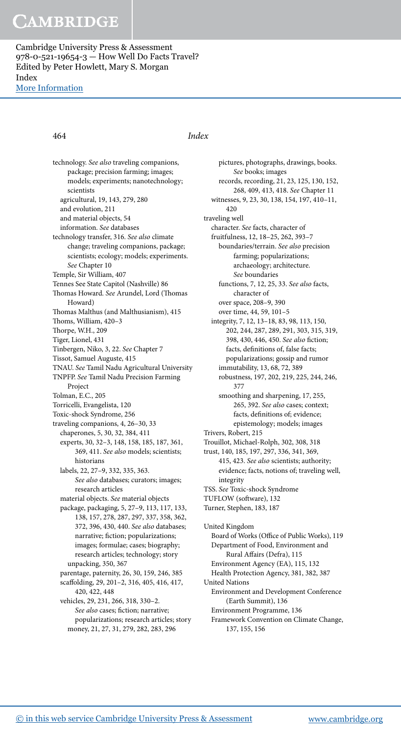technology. *See also* traveling companions, package; precision farming; images; models; experiments; nanotechnology; scientists
  agricultural, 19, 143, 279, 280
  and evolution, 211
  and material objects, 54
  information. *See* databases
technology transfer, 316. *See also* climate change; traveling companions, package; scientists; ecology; models; experiments. *See* Chapter 10
Temple, Sir William, 407
Tennes See State Capitol (Nashville) 86
Thomas Howard. *See* Arundel, Lord (Thomas Howard)
Thomas Malthus (and Malthusianism), 415
Thoms, William, 420–3
Thorpe, W.H., 209
Tiger, Lionel, 431
Tinbergen, Niko, 3, 22. *See* Chapter 7
Tissot, Samuel Auguste, 415
TNAU. *See* Tamil Nadu Agricultural University
TNPFP. *See* Tamil Nadu Precision Farming Project
Tolman, E.C., 205
Torricelli, Evangelista, 120
Toxic-shock Syndrome, 256
traveling companions, 4, 26–30, 33
  chaperones, 5, 30, 32, 384, 411
  experts, 30, 32–3, 148, 158, 185, 187, 361, 369, 411. *See also* models; scientists; historians
  labels, 22, 27–9, 332, 335, 363. *See also* databases; curators; images; research articles
  material objects. *See* material objects
  package, packaging, 5, 27–9, 113, 117, 133, 138, 157, 278, 287, 297, 337, 358, 362, 372, 396, 430, 440. *See also* databases; narrative; fiction; popularizations; images; formulae; cases; biography; research articles; technology; story
  unpacking, 350, 367
  parentage, paternity, 26, 30, 159, 246, 385
  scaffolding, 29, 201–2, 316, 405, 416, 417, 420, 422, 448
  vehicles, 29, 231, 266, 318, 330–2. *See also* cases; fiction; narrative; popularizations; research articles; story
  money, 21, 27, 31, 279, 282, 283, 296
  pictures, photographs, drawings, books. *See* books; images
  records, recording, 21, 23, 125, 130, 152, 268, 409, 413, 418. *See* Chapter 11
  witnesses, 9, 23, 30, 138, 154, 197, 410–11, 420
traveling well
  character. *See* facts, character of
  fruitfulness, 12, 18–25, 262, 393–7
    boundaries/terrain. *See also* precision farming; popularizations; archaeology; architecture. *See* boundaries
    functions, 7, 12, 25, 33. *See also* facts, character of
    over space, 208–9, 390
    over time, 44, 59, 101–5
  integrity, 7, 12, 13–18, 83, 98, 113, 150, 202, 244, 287, 289, 291, 303, 315, 319, 398, 430, 446, 450. *See also* fiction; facts, definitions of, false facts; popularizations; gossip and rumor
  immutability, 13, 68, 72, 389
  robustness, 197, 202, 219, 225, 244, 246, 377
  smoothing and sharpening, 17, 255, 265, 392. *See also* cases; context; facts, definitions of; evidence; epistemology; models; images
Trivers, Robert, 215
Trouillot, Michael-Rolph, 302, 308, 318
trust, 140, 185, 197, 297, 336, 341, 369, 415, 423. *See also* scientists; authority; evidence; facts, notions of; traveling well, integrity
TSS. *See* Toxic-shock Syndrome
TUFLOW (software), 132
Turner, Stephen, 183, 187

United Kingdom
  Board of Works (Office of Public Works), 119
  Department of Food, Environment and Rural Affairs (Defra), 115
  Environment Agency (EA), 115, 132
  Health Protection Agency, 381, 382, 387
United Nations
  Environment and Development Conference (Earth Summit), 136
  Environment Programme, 136
  Framework Convention on Climate Change, 137, 155, 156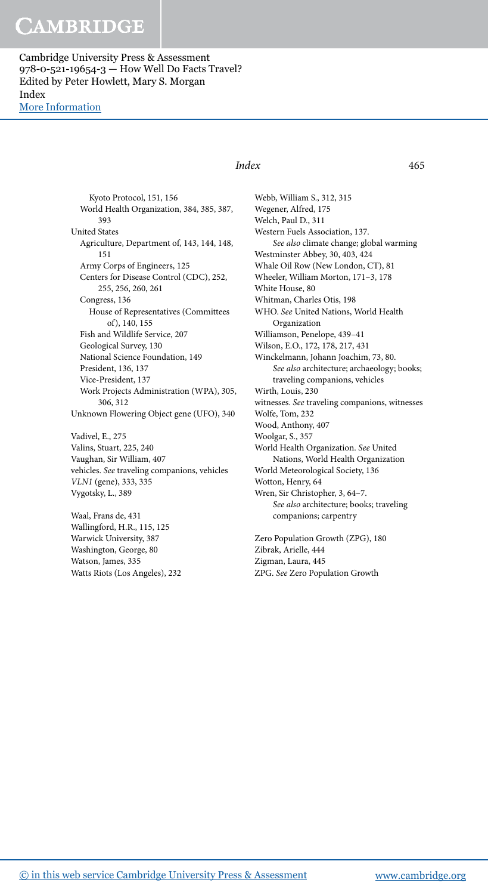Kyoto Protocol, 151, 156
World Health Organization, 384, 385, 387, 393

United States
Agriculture, Department of, 143, 144, 148, 151
Army Corps of Engineers, 125
Centers for Disease Control (CDC), 252, 255, 256, 260, 261
Congress, 136
House of Representatives (Committees of), 140, 155
Fish and Wildlife Service, 207
Geological Survey, 130
National Science Foundation, 149
President, 136, 137
Vice-President, 137
Work Projects Administration (WPA), 305, 306, 312

Unknown Flowering Object gene (UFO), 340

Vadivel, E., 275
Valins, Stuart, 225, 240
Vaughan, Sir William, 407
vehicles. *See* traveling companions, vehicles
*VLN1* (gene), 333, 335
Vygotsky, L., 389

Waal, Frans de, 431
Wallingford, H.R., 115, 125
Warwick University, 387
Washington, George, 80
Watson, James, 335
Watts Riots (Los Angeles), 232
Webb, William S., 312, 315
Wegener, Alfred, 175
Welch, Paul D., 311
Western Fuels Association, 137. *See also* climate change; global warming
Westminster Abbey, 30, 403, 424
Whale Oil Row (New London, CT), 81
Wheeler, William Morton, 171–3, 178
White House, 80
Whitman, Charles Otis, 198
WHO. *See* United Nations, World Health Organization
Williamson, Penelope, 439–41
Wilson, E.O., 172, 178, 217, 431
Winckelmann, Johann Joachim, 73, 80. *See also* architecture; archaeology; books; traveling companions, vehicles
Wirth, Louis, 230
witnesses. *See* traveling companions, witnesses
Wolfe, Tom, 232
Wood, Anthony, 407
Woolgar, S., 357
World Health Organization. *See* United Nations, World Health Organization
World Meteorological Society, 136
Wotton, Henry, 64
Wren, Sir Christopher, 3, 64–7. *See also* architecture; books; traveling companions; carpentry

Zero Population Growth (ZPG), 180
Zibrak, Arielle, 444
Zigman, Laura, 445
ZPG. *See* Zero Population Growth